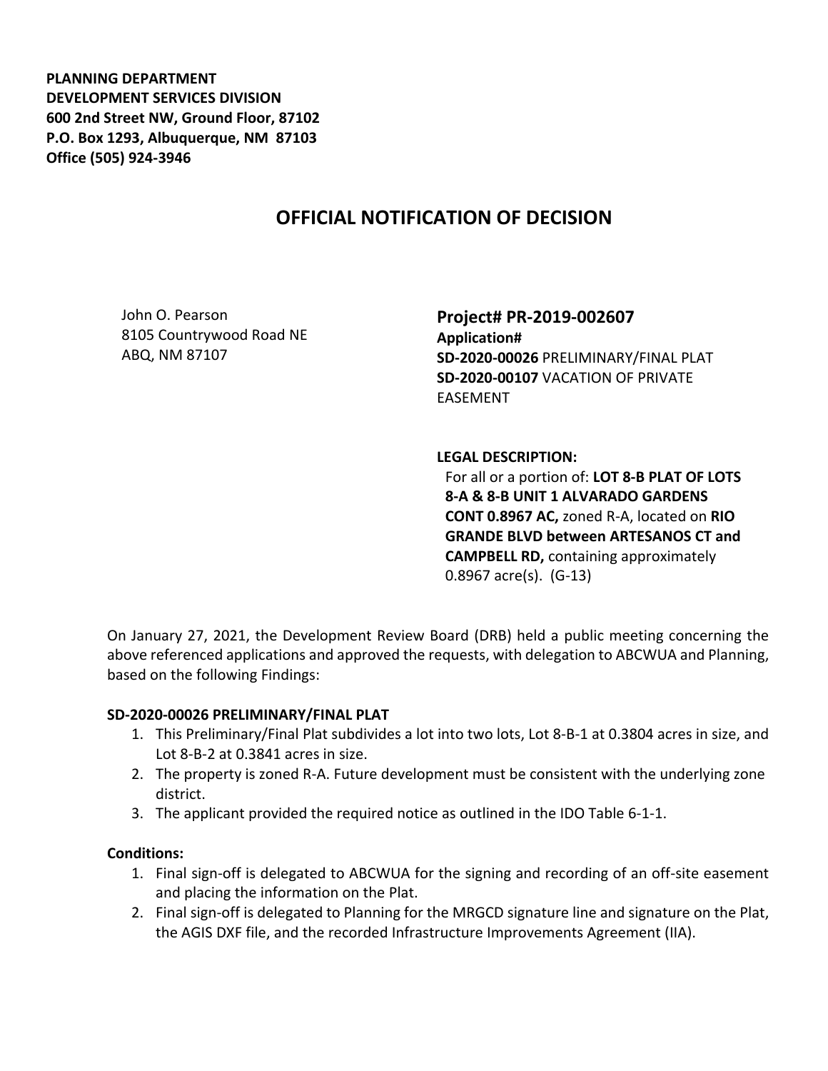**PLANNING DEPARTMENT**
**DEVELOPMENT SERVICES DIVISION**
**600 2nd Street NW, Ground Floor, 87102**
**P.O. Box 1293, Albuquerque, NM 87103**
**Office (505) 924-3946**

# OFFICIAL NOTIFICATION OF DECISION

John O. Pearson
8105 Countrywood Road NE
ABQ, NM 87107

**Project# PR-2019-002607**
**Application#**
**SD-2020-00026** PRELIMINARY/FINAL PLAT
**SD-2020-00107** VACATION OF PRIVATE EASEMENT

**LEGAL DESCRIPTION:**
For all or a portion of: **LOT 8-B PLAT OF LOTS 8-A & 8-B UNIT 1 ALVARADO GARDENS CONT 0.8967 AC,** zoned R-A, located on **RIO GRANDE BLVD between ARTESANOS CT and CAMPBELL RD,** containing approximately 0.8967 acre(s). (G-13)

On January 27, 2021, the Development Review Board (DRB) held a public meeting concerning the above referenced applications and approved the requests, with delegation to ABCWUA and Planning, based on the following Findings:

**SD-2020-00026 PRELIMINARY/FINAL PLAT**

1. This Preliminary/Final Plat subdivides a lot into two lots, Lot 8-B-1 at 0.3804 acres in size, and Lot 8-B-2 at 0.3841 acres in size.
2. The property is zoned R-A. Future development must be consistent with the underlying zone district.
3. The applicant provided the required notice as outlined in the IDO Table 6-1-1.

**Conditions:**

1. Final sign-off is delegated to ABCWUA for the signing and recording of an off-site easement and placing the information on the Plat.
2. Final sign-off is delegated to Planning for the MRGCD signature line and signature on the Plat, the AGIS DXF file, and the recorded Infrastructure Improvements Agreement (IIA).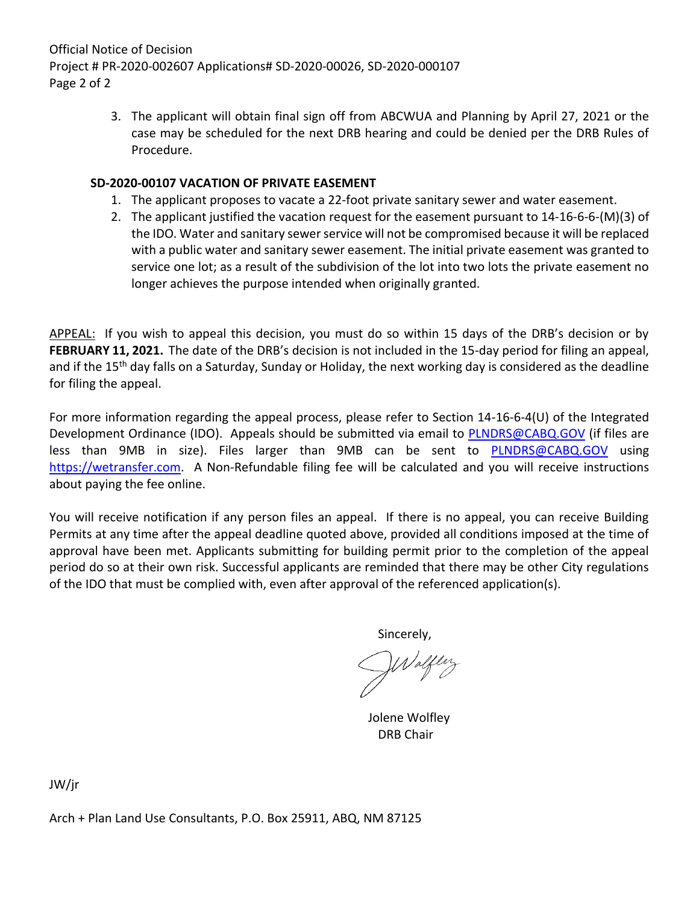3. The applicant will obtain final sign off from ABCWUA and Planning by April 27, 2021 or the case may be scheduled for the next DRB hearing and could be denied per the DRB Rules of Procedure.

**SD-2020-00107 VACATION OF PRIVATE EASEMENT**

1. The applicant proposes to vacate a 22-foot private sanitary sewer and water easement.
2. The applicant justified the vacation request for the easement pursuant to 14-16-6-6-(M)(3) of the IDO. Water and sanitary sewer service will not be compromised because it will be replaced with a public water and sanitary sewer easement. The initial private easement was granted to service one lot; as a result of the subdivision of the lot into two lots the private easement no longer achieves the purpose intended when originally granted.

APPEAL: If you wish to appeal this decision, you must do so within 15 days of the DRB's decision or by **FEBRUARY 11, 2021.** The date of the DRB's decision is not included in the 15-day period for filing an appeal, and if the 15th day falls on a Saturday, Sunday or Holiday, the next working day is considered as the deadline for filing the appeal.

For more information regarding the appeal process, please refer to Section 14-16-6-4(U) of the Integrated Development Ordinance (IDO). Appeals should be submitted via email to PLNDRS@CABQ.GOV (if files are less than 9MB in size). Files larger than 9MB can be sent to PLNDRS@CABQ.GOV using https://wetransfer.com. A Non-Refundable filing fee will be calculated and you will receive instructions about paying the fee online.

You will receive notification if any person files an appeal. If there is no appeal, you can receive Building Permits at any time after the appeal deadline quoted above, provided all conditions imposed at the time of approval have been met. Applicants submitting for building permit prior to the completion of the appeal period do so at their own risk. Successful applicants are reminded that there may be other City regulations of the IDO that must be complied with, even after approval of the referenced application(s).

Sincerely,

Jolene Wolfley
DRB Chair

JW/jr

Arch + Plan Land Use Consultants, P.O. Box 25911, ABQ, NM 87125